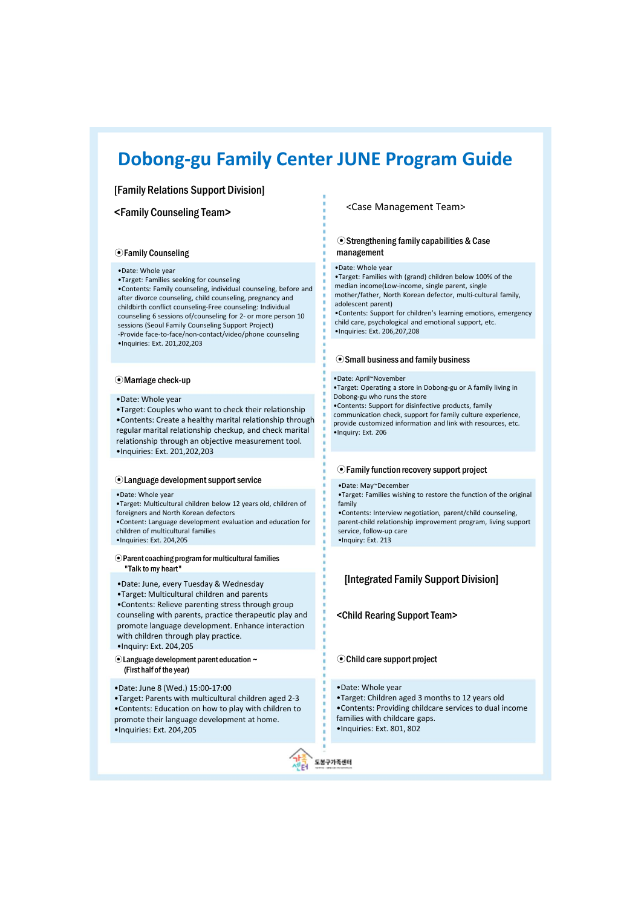# Dobong-gu Family Center JUNE Program Guide

## [Family Relations Support Division]

### <Family Counseling Team>

#### ⦿ Family Counseling

- Date: Whole year
- Target: Families seeking for counseling
- Contents: Family counseling, individual counseling, before and after divorce counseling, child counseling, pregnancy and childbirth conflict counseling-Free counseling: Individual counseling 6 sessions of/counseling for 2- or more person 10 sessions (Seoul Family Counseling Support Project)
  -Provide face-to-face/non-contact/video/phone counseling
- Inquiries: Ext. 201,202,203

#### ⦿ Marriage check-up

- Date: Whole year
- Target: Couples who want to check their relationship
- Contents: Create a healthy marital relationship through regular marital relationship checkup, and check marital relationship through an objective measurement tool.
- Inquiries: Ext. 201,202,203

#### ⦿ Language development support service

- Date: Whole year
- Target: Multicultural children below 12 years old, children of foreigners and North Korean defectors
- Content: Language development evaluation and education for children of multicultural families
- Inquiries: Ext. 204,205

#### ⦿ Parent coaching program for multicultural families "Talk to my heart"

- Date: June, every Tuesday & Wednesday
- Target: Multicultural children and parents
- Contents: Relieve parenting stress through group counseling with parents, practice therapeutic play and promote language development. Enhance interaction with children through play practice.
- Inquiry: Ext. 204,205

#### ⦿ Language development parent education ~ (First half of the year)

- Date: June 8 (Wed.) 15:00-17:00
- Target: Parents with multicultural children aged 2-3
- Contents: Education on how to play with children to promote their language development at home.
- Inquiries: Ext. 204,205

### <Case Management Team>

#### ⦿ Strengthening family capabilities & Case management

- Date: Whole year
- Target: Families with (grand) children below 100% of the median income(Low-income, single parent, single mother/father, North Korean defector, multi-cultural family, adolescent parent)
- Contents: Support for children's learning emotions, emergency child care, psychological and emotional support, etc.
- Inquiries: Ext. 206,207,208

#### ⦿ Small business and family business

- Date: April~November
- Target: Operating a store in Dobong-gu or A family living in Dobong-gu who runs the store
- Contents: Support for disinfective products, family communication check, support for family culture experience, provide customized information and link with resources, etc.
- Inquiry: Ext. 206

#### ⦿ Family function recovery support project

- Date: May~December
- Target: Families wishing to restore the function of the original family
- Contents: Interview negotiation, parent/child counseling, parent-child relationship improvement program, living support service, follow-up care
- Inquiry: Ext. 213

## [Integrated Family Support Division]

### <Child Rearing Support Team>

#### ⦿ Child care support project

- Date: Whole year
- Target: Children aged 3 months to 12 years old
- Contents: Providing childcare services to dual income families with childcare gaps.
- Inquiries: Ext. 801, 802

도봉구가족센터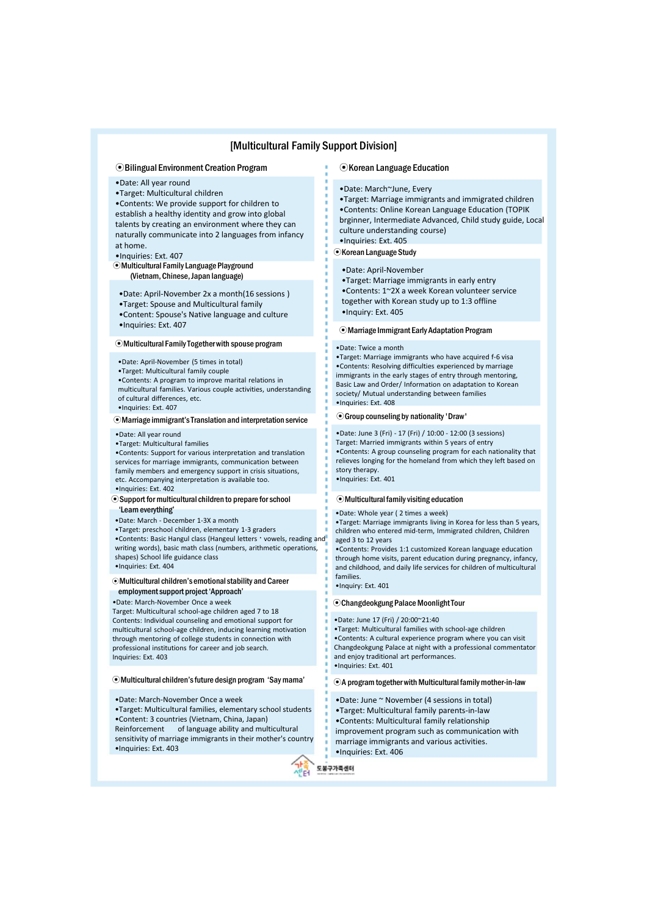# [Multicultural Family Support Division]

## ⦿ Bilingual Environment Creation Program

- Date: All year round
- Target: Multicultural children
- Contents: We provide support for children to establish a healthy identity and grow into global talents by creating an environment where they can naturally communicate into 2 languages from infancy at home.
- Inquiries: Ext. 407

## ⦿ Multicultural Family Language Playground (Vietnam, Chinese, Japan language)

- Date: April-November 2x a month(16 sessions )
- Target: Spouse and Multicultural family
- Content: Spouse's Native language and culture
- Inquiries: Ext. 407

## ⦿ Multicultural Family Together with spouse program

- Date: April-November (5 times in total)
- Target: Multicultural family couple
- Contents: A program to improve marital relations in multicultural families. Various couple activities, understanding of cultural differences, etc.
- Inquiries: Ext. 407

## ⦿ Marriage immigrant's Translation and interpretation service

- Date: All year round
- Target: Multicultural families
- Contents: Support for various interpretation and translation services for marriage immigrants, communication between family members and emergency support in crisis situations, etc. Accompanying interpretation is available too.
- Inquiries: Ext. 402

## ⦿ Support for multicultural children to prepare for school 'Learn everything'

- Date: March - December 1-3X a month
- Target: preschool children, elementary 1-3 graders
- Contents: Basic Hangul class (Hangeul letters · vowels, reading and writing words), basic math class (numbers, arithmetic operations, shapes) School life guidance class
- Inquiries: Ext. 404

## ⦿ Multicultural children's emotional stability and Career employment support project 'Approach'

- Date: March-November Once a week

Target: Multicultural school-age children aged 7 to 18

Contents: Individual counseling and emotional support for multicultural school-age children, inducing learning motivation through mentoring of college students in connection with professional institutions for career and job search.

Inquiries: Ext. 403

## ⦿ Multicultural children's future design program 'Say mama'

- Date: March-November Once a week
- Target: Multicultural families, elementary school students
- Content: 3 countries (Vietnam, China, Japan) Reinforcement of language ability and multicultural sensitivity of marriage immigrants in their mother's country
- Inquiries: Ext. 403

## ⦿ Korean Language Education

- Date: March~June, Every
- Target: Marriage immigrants and immigrated children
- Contents: Online Korean Language Education (TOPIK brginner, Intermediate Advanced, Child study guide, Local culture understanding course)
- Inquiries: Ext. 405

## ⦿ Korean Language Study

- Date: April-November
- Target: Marriage immigrants in early entry
- Contents: 1~2X a week Korean volunteer service together with Korean study up to 1:3 offline
- Inquiry: Ext. 405

## ⦿ Marriage Immigrant Early Adaptation Program

- Date: Twice a month
- Target: Marriage immigrants who have acquired f-6 visa
- Contents: Resolving difficulties experienced by marriage immigrants in the early stages of entry through mentoring, Basic Law and Order/ Information on adaptation to Korean society/ Mutual understanding between families
- Inquiries: Ext. 408

## ⦿ Group counseling by nationality 'Draw'

- Date: June 3 (Fri) - 17 (Fri) / 10:00 - 12:00 (3 sessions)

Target: Married immigrants within 5 years of entry

- Contents: A group counseling program for each nationality that relieves longing for the homeland from which they left based on story therapy.
- Inquiries: Ext. 401

## ⦿ Multicultural family visiting education

- Date: Whole year ( 2 times a week)
- Target: Marriage immigrants living in Korea for less than 5 years, children who entered mid-term, Immigrated children, Children aged 3 to 12 years
- Contents: Provides 1:1 customized Korean language education through home visits, parent education during pregnancy, infancy, and childhood, and daily life services for children of multicultural families.
- Inquiry: Ext. 401

## ⦿ Changdeokgung Palace Moonlight Tour

- Date: June 17 (Fri) / 20:00~21:40
- Target: Multicultural families with school-age children
- Contents: A cultural experience program where you can visit Changdeokgung Palace at night with a professional commentator and enjoy traditional art performances.
- Inquiries: Ext. 401

## ⦿ A program together with Multicultural family mother-in-law

- Date: June ~ November (4 sessions in total)
- Target: Multicultural family parents-in-law
- Contents: Multicultural family relationship improvement program such as communication with marriage immigrants and various activities.
- Inquiries: Ext. 406

가족센터 도봉구가족센터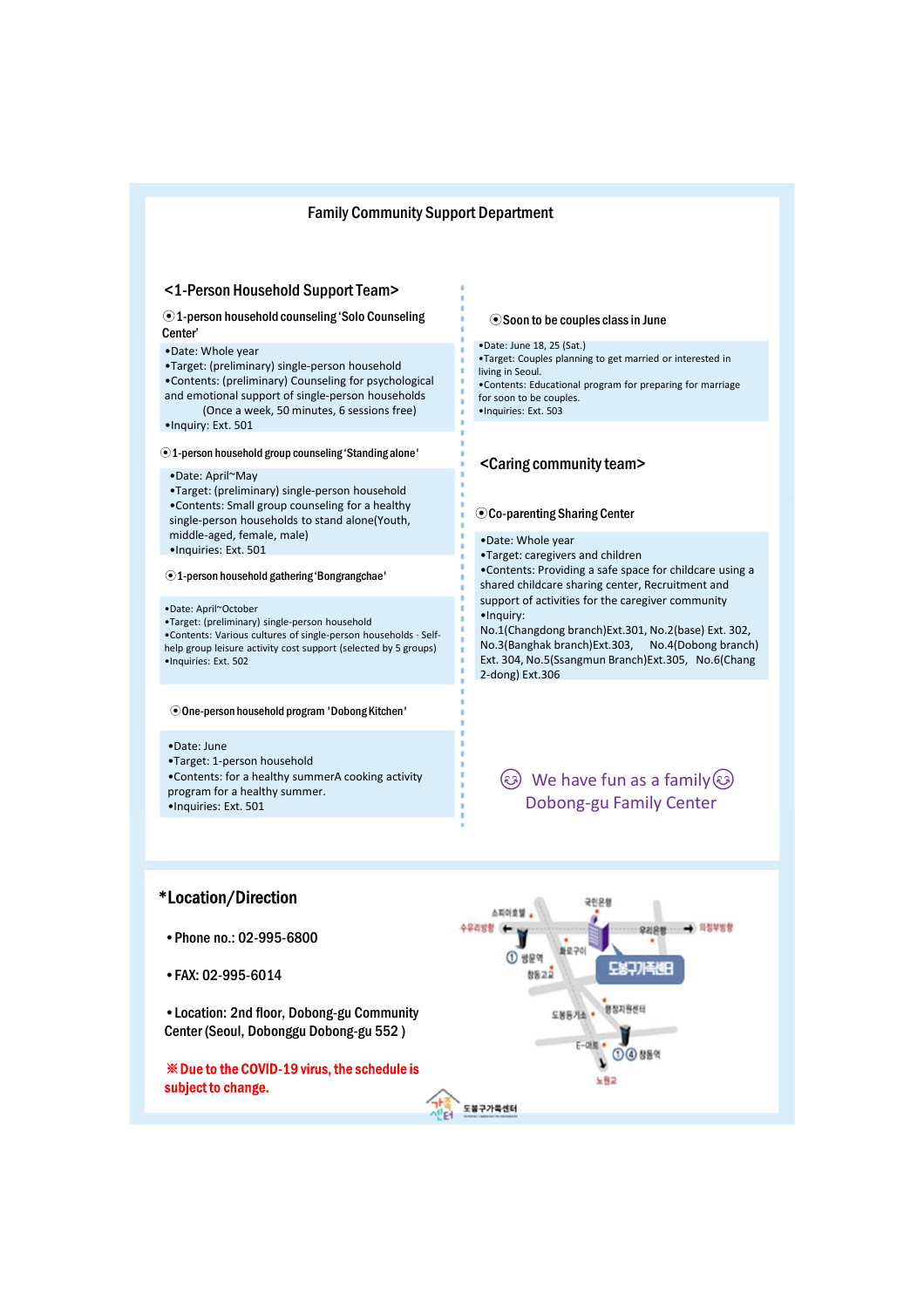# Family Community Support Department

## <1-Person Household Support Team>

⦿ 1-person household counseling 'Solo Counseling Center'

- Date: Whole year
- Target: (preliminary) single-person household
- Contents: (preliminary) Counseling for psychological and emotional support of single-person households (Once a week, 50 minutes, 6 sessions free)
- Inquiry: Ext. 501

⦿ 1-person household group counseling 'Standing alone'

- Date: April~May
- Target: (preliminary) single-person household
- Contents: Small group counseling for a healthy single-person households to stand alone(Youth, middle-aged, female, male)
- Inquiries: Ext. 501

⦿ 1-person household gathering 'Bongrangchae'

- Date: April~October
- Target: (preliminary) single-person household
- Contents: Various cultures of single-person households · Self-help group leisure activity cost support (selected by 5 groups)
- Inquiries: Ext. 502

⦿ One-person household program 'Dobong Kitchen'

- Date: June
- Target: 1-person household
- Contents: for a healthy summerA cooking activity program for a healthy summer.
- Inquiries: Ext. 501

⦿ Soon to be couples class in June

- Date: June 18, 25 (Sat.)
- Target: Couples planning to get married or interested in living in Seoul.
- Contents: Educational program for preparing for marriage for soon to be couples.
- Inquiries: Ext. 503

## <Caring community team>

⦿ Co-parenting Sharing Center

- Date: Whole year
- Target: caregivers and children
- Contents: Providing a safe space for childcare using a shared childcare sharing center, Recruitment and support of activities for the caregiver community
- Inquiry:
No.1(Changdong branch)Ext.301, No.2(base) Ext. 302, No.3(Banghak branch)Ext.303, No.4(Dobong branch) Ext. 304, No.5(Ssangmun Branch)Ext.305, No.6(Chang 2-dong) Ext.306

We have fun as a family
Dobong-gu Family Center

## *Location/Direction

- Phone no.: 02-995-6800
- FAX: 02-995-6014
- Location: 2nd floor, Dobong-gu Community Center (Seoul, Dobonggu Dobong-gu 552 )

※ Due to the COVID-19 virus, the schedule is subject to change.